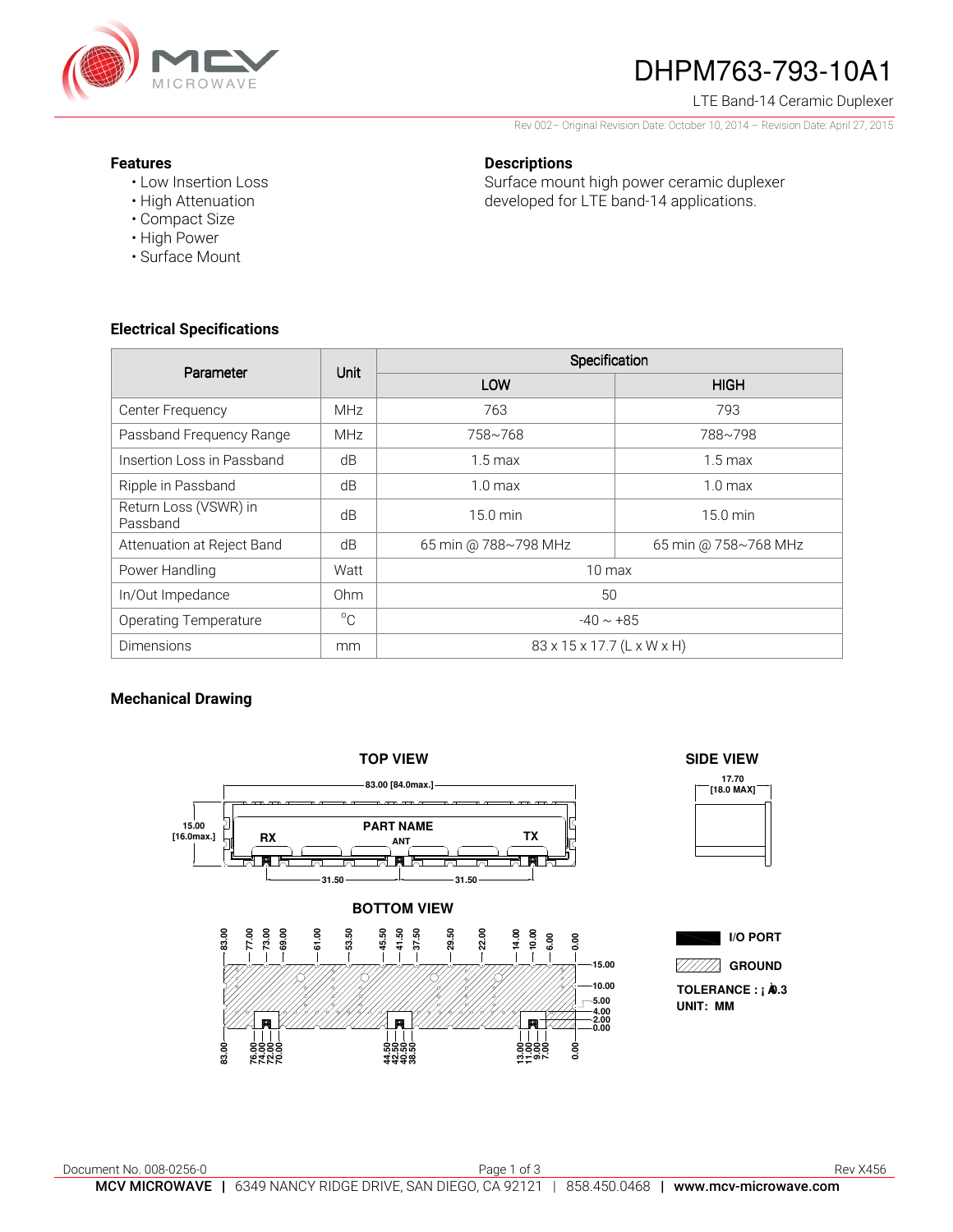# DHPM763-793-10A1

LTE Band-14 Ceramic Duplexer

Rev 002– Original Revision Date: October 10, 2014 – Revision Date: April 27, 2015

### Features

- Low Insertion Loss
- High Attenuation
- Compact Size
- High Power
- Surface Mount

### Descriptions

Surface mount high power ceramic duplexer developed for LTE band-14 applications.

### Electrical Specifications

| Parameter | Unit | Specification | |
|---|---|---|---|
| | | LOW | HIGH |
| Center Frequency | MHz | 763 | 793 |
| Passband Frequency Range | MHz | 758~768 | 788~798 |
| Insertion Loss in Passband | dB | 1.5 max | 1.5 max |
| Ripple in Passband | dB | 1.0 max | 1.0 max |
| Return Loss (VSWR) in Passband | dB | 15.0 min | 15.0 min |
| Attenuation at Reject Band | dB | 65 min @ 788~798 MHz | 65 min @ 758~768 MHz |
| Power Handling | Watt | 10 max | |
| In/Out Impedance | Ohm | 50 | |
| Operating Temperature | °C | -40 ~ +85 | |
| Dimensions | mm | 83 x 15 x 17.7 (L x W x H) | |

### Mechanical Drawing

TOP VIEW

83.00 [84.0max.]

15.00 [16.0max.]

PART NAME

RX ANT TX

31.50 31.50

SIDE VIEW

17.70 [18.0 MAX]

BOTTOM VIEW

83.00 77.00 73.00 69.00 61.00 53.50 45.50 41.50 37.50 29.50 22.00 14.00 10.00 6.00 0.00

15.00 10.00 5.00 4.00 2.00 0.00

83.00 76.00 74.00 72.00 70.00 44.50 42.50 40.50 38.50 13.00 11.00 9.00 7.00 0.00

I/O PORT

GROUND

TOLERANCE : ±0.3

UNIT: MM

Document No. 008-0256-0

Rev X456

**MCV MICROWAVE** | 6349 NANCY RIDGE DRIVE, SAN DIEGO, CA 92121 | 858.450.0468 | **www.mcv-microwave.com**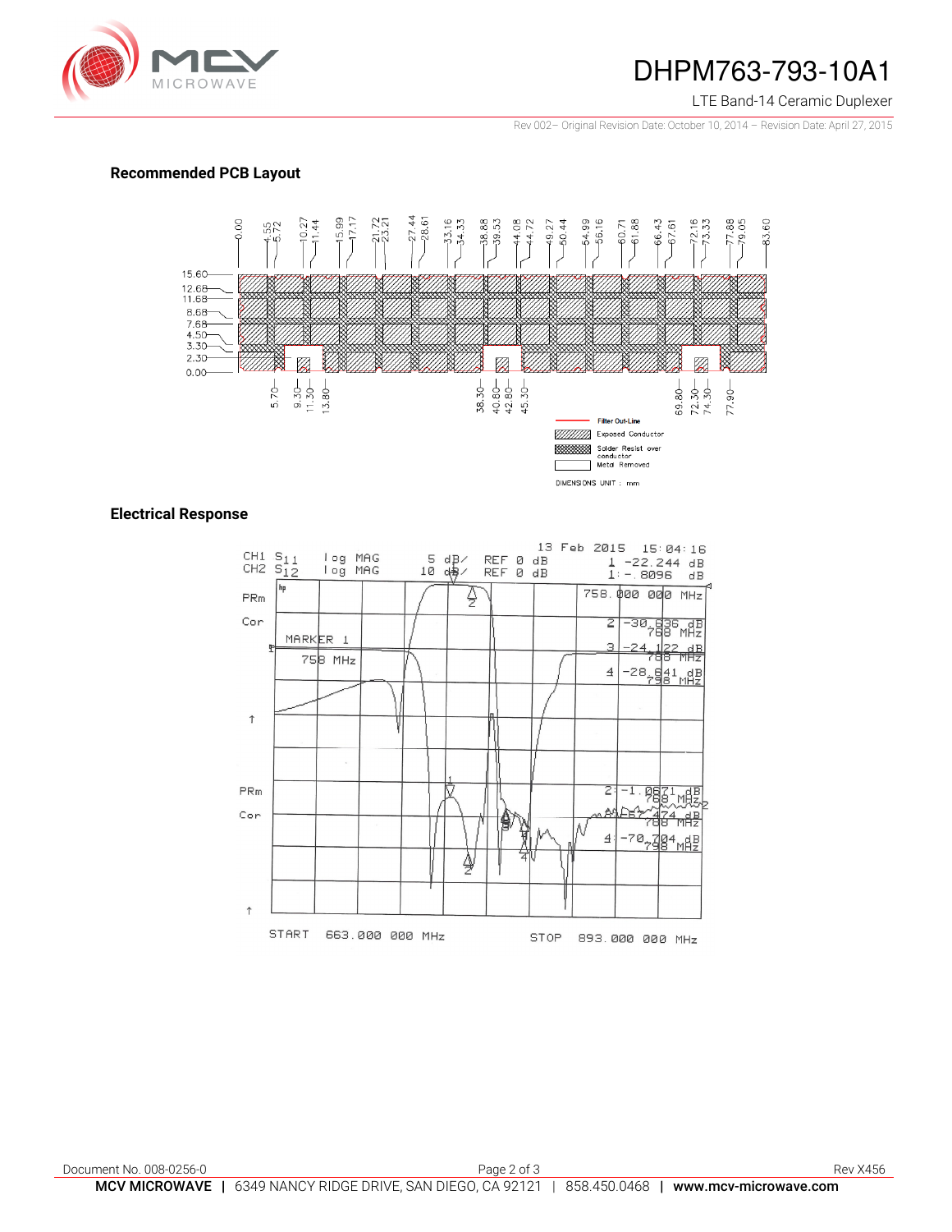## Recommended PCB Layout

## Electrical Response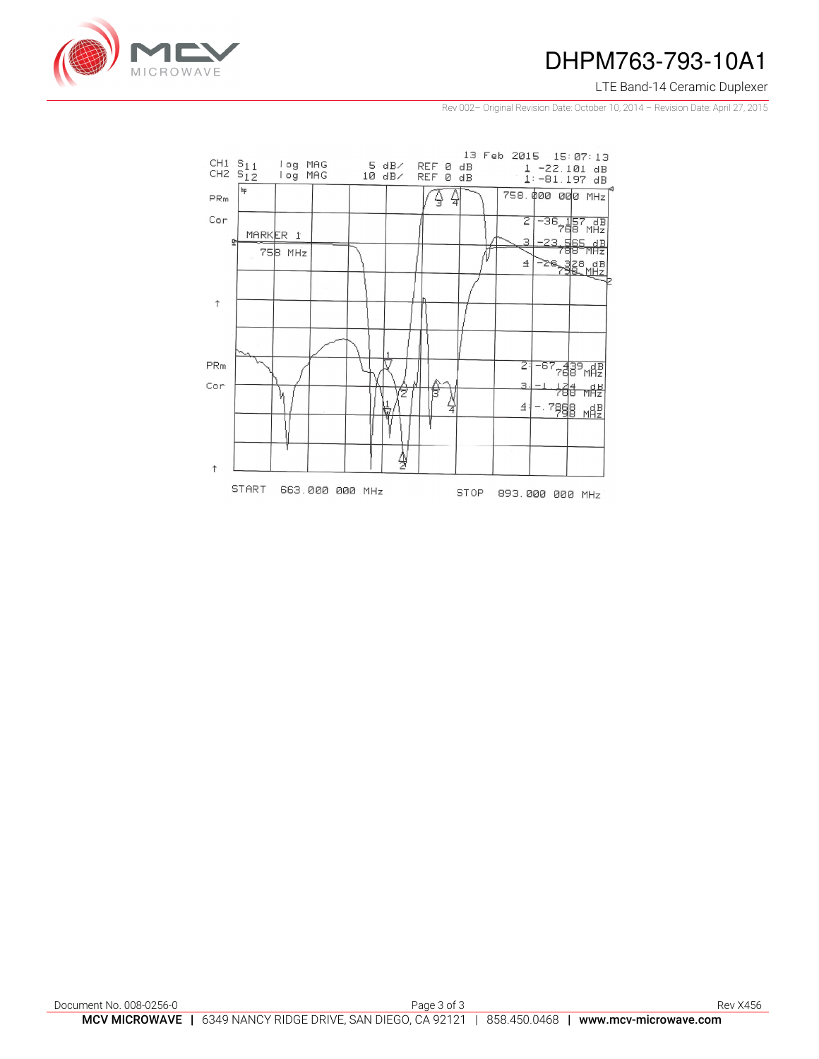CH1 $S_{11}$ log MAG 5 dB/ REF 0 dB

CH2 $S_{12}$ log MAG 10 dB/ REF 0 dB

13 Feb 2015 15:07:13

1 -22.101 dB

1: -81.197 dB

758.000 000 MHz

PRm

Cor

MARKER 1

758 MHz

2 -36.157 dB
768 MHz

3 -23.565 dB
788 MHz

4 -26.328 dB
798 MHz

PRm

Cor

2: -67.439 dB
768 MHz

3: -1.174 dB
788 MHz

4: -.7868 dB
798 MHz

START 663.000 000 MHz

STOP 893.000 000 MHz